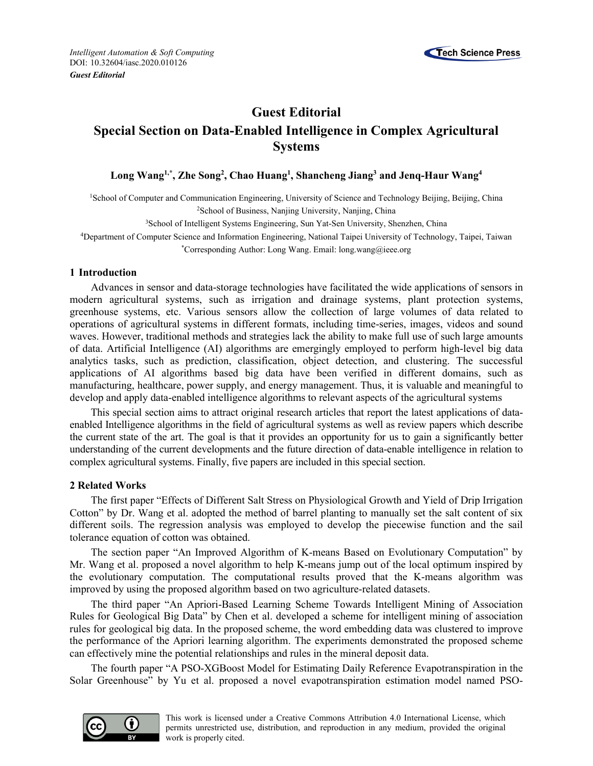*Intelligent Automation & Soft Computing*
DOI: 10.32604/iasc.2020.010126
***Guest Editorial***

# Guest Editorial
# Special Section on Data-Enabled Intelligence in Complex Agricultural Systems

**Long Wang[1,*], Zhe Song[2], Chao Huang[1], Shancheng Jiang[3] and Jenq-Haur Wang[4]**

[1]School of Computer and Communication Engineering, University of Science and Technology Beijing, Beijing, China
[2]School of Business, Nanjing University, Nanjing, China
[3]School of Intelligent Systems Engineering, Sun Yat-Sen University, Shenzhen, China
[4]Department of Computer Science and Information Engineering, National Taipei University of Technology, Taipei, Taiwan
[*]Corresponding Author: Long Wang. Email: long.wang@ieee.org

## 1 Introduction

Advances in sensor and data-storage technologies have facilitated the wide applications of sensors in modern agricultural systems, such as irrigation and drainage systems, plant protection systems, greenhouse systems, etc. Various sensors allow the collection of large volumes of data related to operations of agricultural systems in different formats, including time-series, images, videos and sound waves. However, traditional methods and strategies lack the ability to make full use of such large amounts of data. Artificial Intelligence (AI) algorithms are emergingly employed to perform high-level big data analytics tasks, such as prediction, classification, object detection, and clustering. The successful applications of AI algorithms based big data have been verified in different domains, such as manufacturing, healthcare, power supply, and energy management. Thus, it is valuable and meaningful to develop and apply data-enabled intelligence algorithms to relevant aspects of the agricultural systems

This special section aims to attract original research articles that report the latest applications of data-enabled Intelligence algorithms in the field of agricultural systems as well as review papers which describe the current state of the art. The goal is that it provides an opportunity for us to gain a significantly better understanding of the current developments and the future direction of data-enable intelligence in relation to complex agricultural systems. Finally, five papers are included in this special section.

## 2 Related Works

The first paper "Effects of Different Salt Stress on Physiological Growth and Yield of Drip Irrigation Cotton" by Dr. Wang et al. adopted the method of barrel planting to manually set the salt content of six different soils. The regression analysis was employed to develop the piecewise function and the sail tolerance equation of cotton was obtained.

The section paper "An Improved Algorithm of K-means Based on Evolutionary Computation" by Mr. Wang et al. proposed a novel algorithm to help K-means jump out of the local optimum inspired by the evolutionary computation. The computational results proved that the K-means algorithm was improved by using the proposed algorithm based on two agriculture-related datasets.

The third paper "An Apriori-Based Learning Scheme Towards Intelligent Mining of Association Rules for Geological Big Data" by Chen et al. developed a scheme for intelligent mining of association rules for geological big data. In the proposed scheme, the word embedding data was clustered to improve the performance of the Apriori learning algorithm. The experiments demonstrated the proposed scheme can effectively mine the potential relationships and rules in the mineral deposit data.

The fourth paper "A PSO-XGBoost Model for Estimating Daily Reference Evapotranspiration in the Solar Greenhouse" by Yu et al. proposed a novel evapotranspiration estimation model named PSO-

This work is licensed under a Creative Commons Attribution 4.0 International License, which permits unrestricted use, distribution, and reproduction in any medium, provided the original work is properly cited.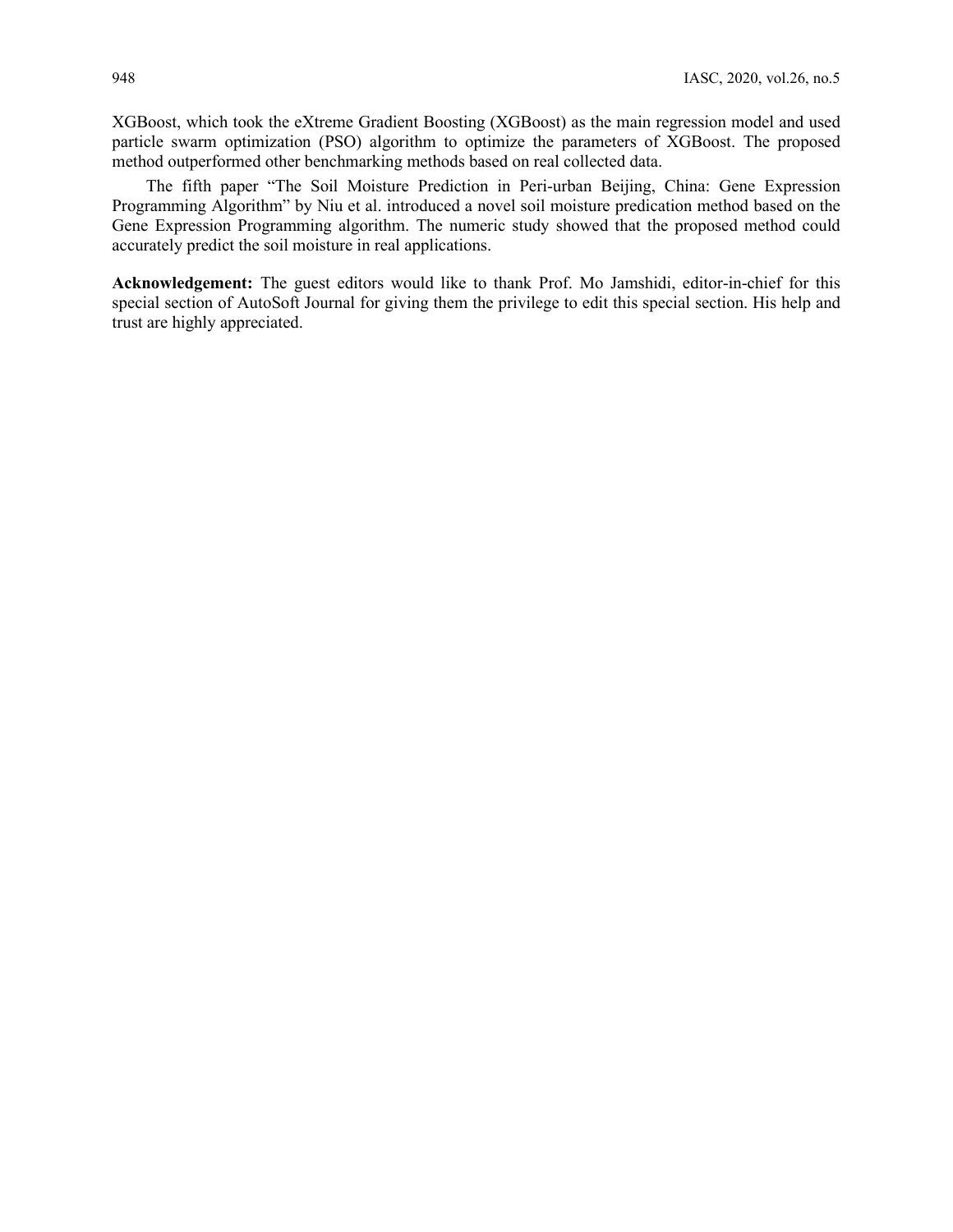XGBoost, which took the eXtreme Gradient Boosting (XGBoost) as the main regression model and used particle swarm optimization (PSO) algorithm to optimize the parameters of XGBoost. The proposed method outperformed other benchmarking methods based on real collected data.

The fifth paper "The Soil Moisture Prediction in Peri-urban Beijing, China: Gene Expression Programming Algorithm" by Niu et al. introduced a novel soil moisture predication method based on the Gene Expression Programming algorithm. The numeric study showed that the proposed method could accurately predict the soil moisture in real applications.

**Acknowledgement:** The guest editors would like to thank Prof. Mo Jamshidi, editor-in-chief for this special section of AutoSoft Journal for giving them the privilege to edit this special section. His help and trust are highly appreciated.